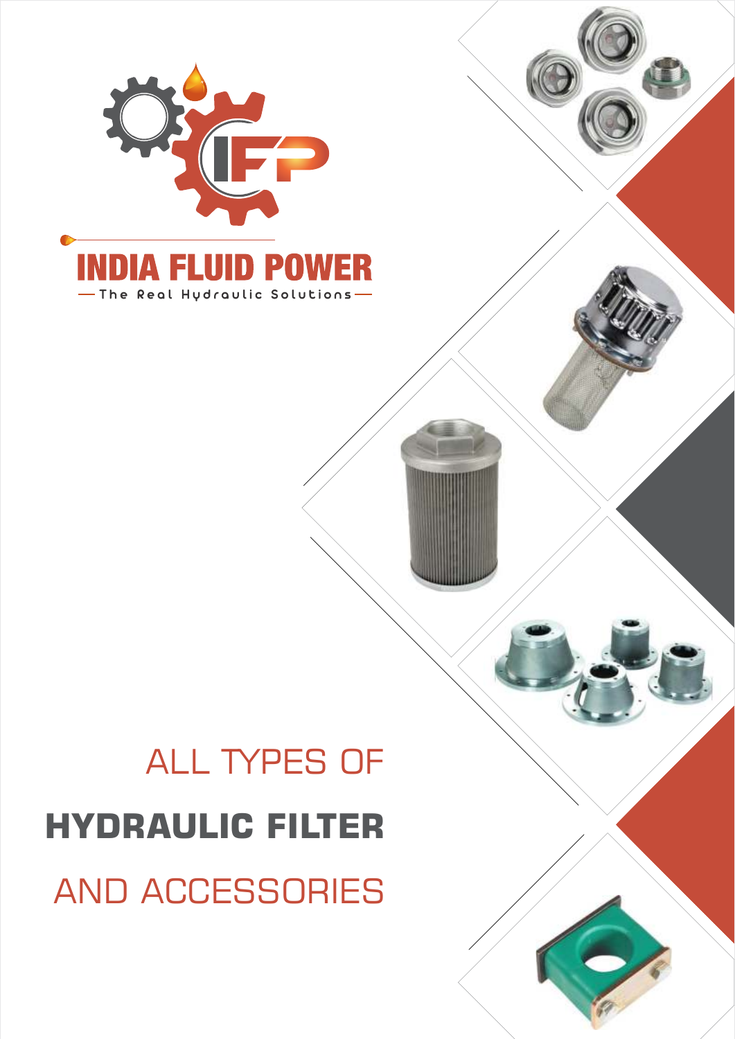INDIA FLUID POWER

The Real Hydraulic Solutions

ALL TYPES OF

# HYDRAULIC FILTER

AND ACCESSORIES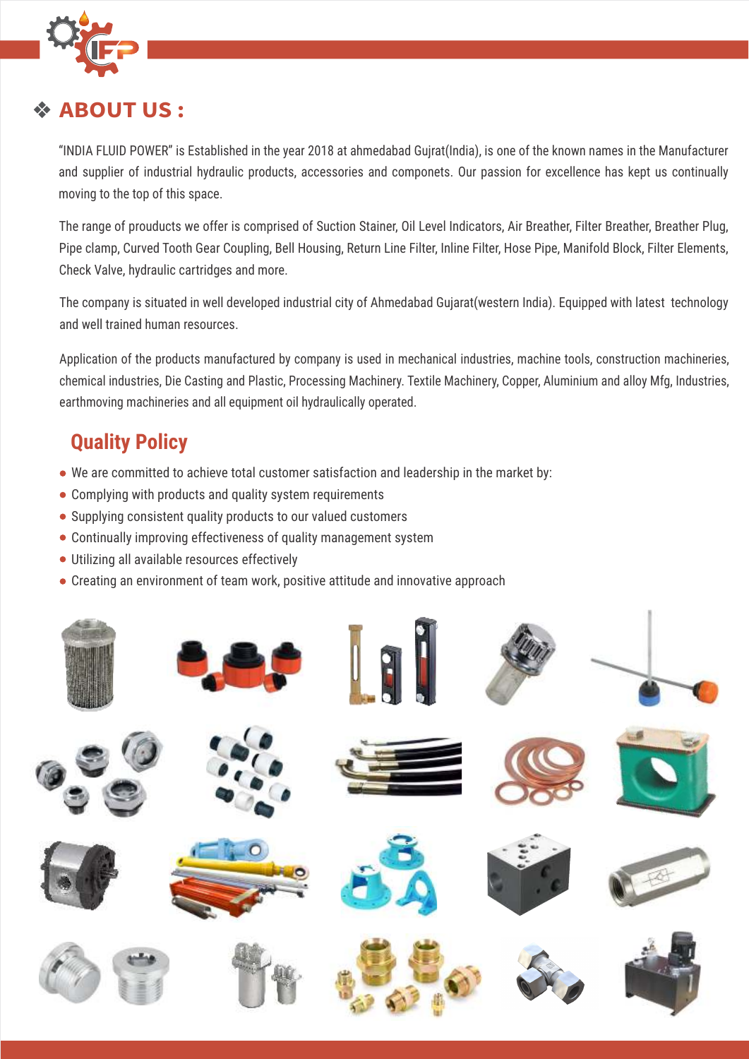## ❖ ABOUT US :

"INDIA FLUID POWER" is Established in the year 2018 at ahmedabad Gujrat(India), is one of the known names in the Manufacturer and supplier of industrial hydraulic products, accessories and componets. Our passion for excellence has kept us continually moving to the top of this space.

The range of prouducts we offer is comprised of Suction Stainer, Oil Level Indicators, Air Breather, Filter Breather, Breather Plug, Pipe clamp, Curved Tooth Gear Coupling, Bell Housing, Return Line Filter, Inline Filter, Hose Pipe, Manifold Block, Filter Elements, Check Valve, hydraulic cartridges and more.

The company is situated in well developed industrial city of Ahmedabad Gujarat(western India). Equipped with latest technology and well trained human resources.

Application of the products manufactured by company is used in mechanical industries, machine tools, construction machineries, chemical industries, Die Casting and Plastic, Processing Machinery. Textile Machinery, Copper, Aluminium and alloy Mfg, Industries, earthmoving machineries and all equipment oil hydraulically operated.

### Quality Policy

- We are committed to achieve total customer satisfaction and leadership in the market by:
- Complying with products and quality system requirements
- Supplying consistent quality products to our valued customers
- Continually improving effectiveness of quality management system
- Utilizing all available resources effectively
- Creating an environment of team work, positive attitude and innovative approach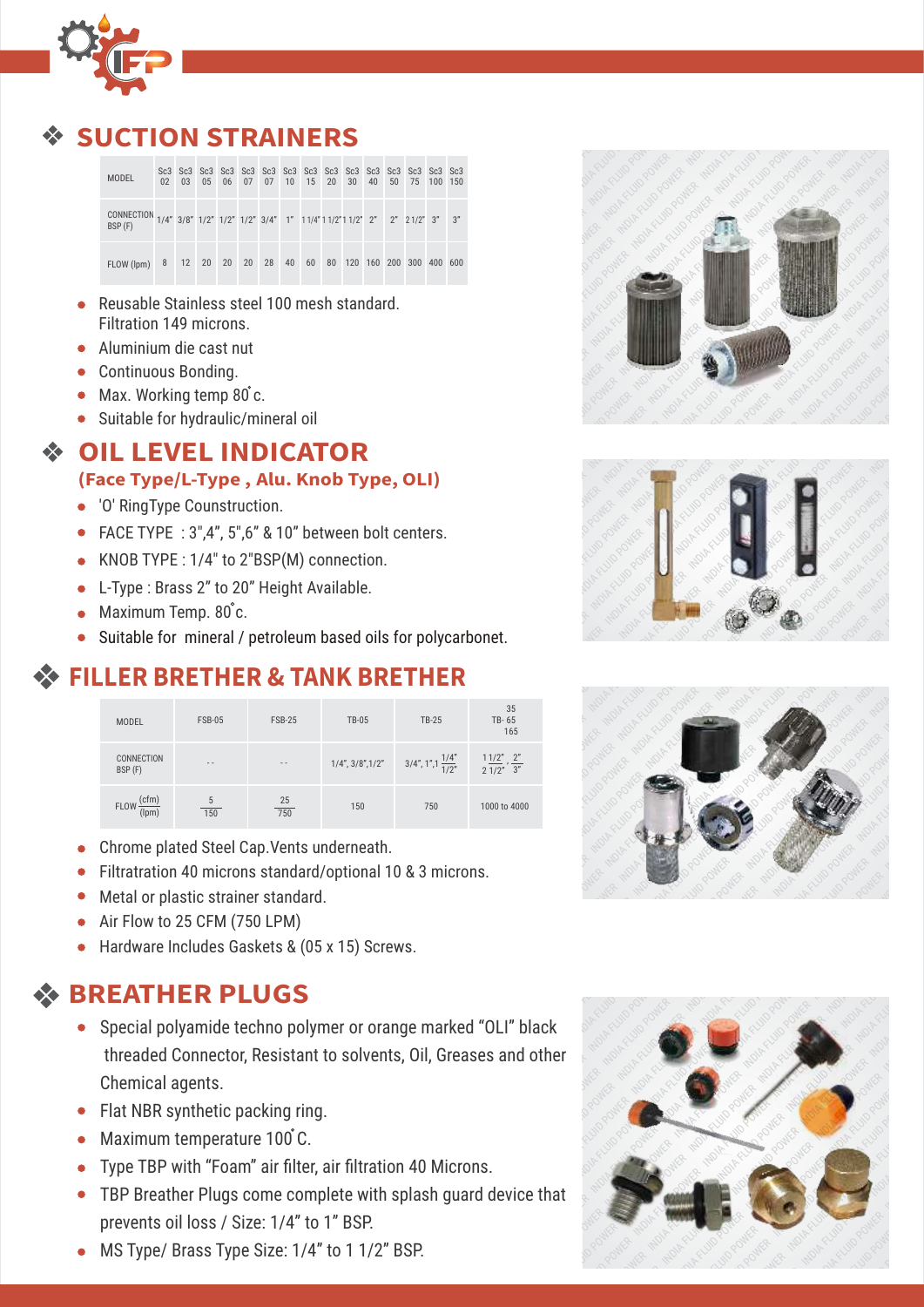## ❖ SUCTION STRAINERS

| MODEL | Sc3 02 | Sc3 03 | Sc3 05 | Sc3 06 | Sc3 07 | Sc3 07 | Sc3 10 | Sc3 15 | Sc3 20 | Sc3 30 | Sc3 40 | Sc3 50 | Sc3 75 | Sc3 100 | Sc3 150 |
|---|---|---|---|---|---|---|---|---|---|---|---|---|---|---|---|
| CONNECTION BSP (F) | 1/4" | 3/8" | 1/2" | 1/2" | 1/2" | 3/4" | 1" | 1 1/4" | 1 1/2" | 1 1/2" | 2" | 2" | 2 1/2" | 3" | 3" |
| FLOW (lpm) | 8 | 12 | 20 | 20 | 20 | 28 | 40 | 60 | 80 | 120 | 160 | 200 | 300 | 400 | 600 |

- Reusable Stainless steel 100 mesh standard. Filtration 149 microns.
- Aluminium die cast nut
- Continuous Bonding.
- Max. Working temp 80˚c.
- Suitable for hydraulic/mineral oil

## ❖ OIL LEVEL INDICATOR

### (Face Type/L-Type , Alu. Knob Type, OLI)

- 'O' RingType Counstruction.
- FACE TYPE : 3",4", 5",6" & 10" between bolt centers.
- KNOB TYPE : 1/4" to 2"BSP(M) connection.
- L-Type : Brass 2" to 20" Height Available.
- Maximum Temp. 80˚c.
- Suitable for mineral / petroleum based oils for polycarbonet.

## ❖ FILLER BRETHER & TANK BRETHER

| MODEL | FSB-05 | FSB-25 | TB-05 | TB-25 | 35 TB- 65 165 |
|---|---|---|---|---|---|
| CONNECTION BSP (F) | - - | - - | 1/4", 3/8",1/2" | 3/4", 1",1 1/4" 1/2" | 1 1/2" , 2" 2 1/2" 3" |
| FLOW (cfm) (lpm) | 5 / 150 | 25 / 750 | 150 | 750 | 1000 to 4000 |

- Chrome plated Steel Cap.Vents underneath.
- Filtratration 40 microns standard/optional 10 & 3 microns.
- Metal or plastic strainer standard.
- Air Flow to 25 CFM (750 LPM)
- Hardware Includes Gaskets & (05 x 15) Screws.

## ❖ BREATHER PLUGS

- Special polyamide techno polymer or orange marked "OLI" black threaded Connector, Resistant to solvents, Oil, Greases and other Chemical agents.
- Flat NBR synthetic packing ring.
- Maximum temperature 100˚C.
- Type TBP with "Foam" air filter, air filtration 40 Microns.
- TBP Breather Plugs come complete with splash guard device that prevents oil loss / Size: 1/4" to 1" BSP.
- MS Type/ Brass Type Size: 1/4" to 1 1/2" BSP.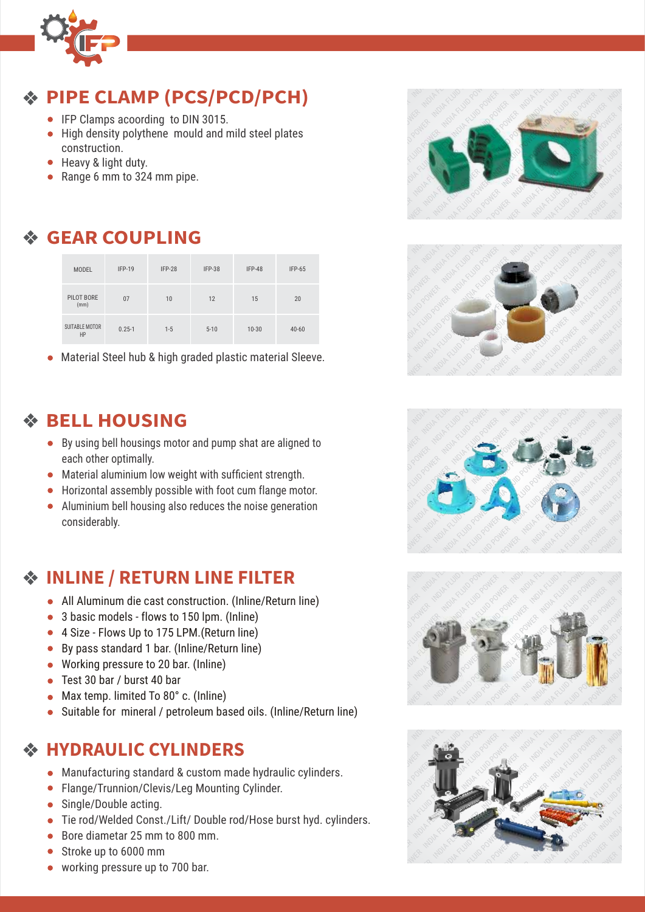## ❖ PIPE CLAMP (PCS/PCD/PCH)

- IFP Clamps acoording to DIN 3015.
- High density polythene mould and mild steel plates construction.
- Heavy & light duty.
- Range 6 mm to 324 mm pipe.

## ❖ GEAR COUPLING

| MODEL | IFP-19 | IFP-28 | IFP-38 | IFP-48 | IFP-65 |
|---|---|---|---|---|---|
| PILOT BORE (mm) | 07 | 10 | 12 | 15 | 20 |
| SUITABLE MOTOR HP | 0.25-1 | 1-5 | 5-10 | 10-30 | 40-60 |

- Material Steel hub & high graded plastic material Sleeve.

## ❖ BELL HOUSING

- By using bell housings motor and pump shat are aligned to each other optimally.
- Material aluminium low weight with sufficient strength.
- Horizontal assembly possible with foot cum flange motor.
- Aluminium bell housing also reduces the noise generation considerably.

## ❖ INLINE / RETURN LINE FILTER

- All Aluminum die cast construction. (Inline/Return line)
- 3 basic models - flows to 150 lpm. (Inline)
- 4 Size - Flows Up to 175 LPM.(Return line)
- By pass standard 1 bar. (Inline/Return line)
- Working pressure to 20 bar. (Inline)
- Test 30 bar / burst 40 bar
- Max temp. limited To 80° c. (Inline)
- Suitable for mineral / petroleum based oils. (Inline/Return line)

## ❖ HYDRAULIC CYLINDERS

- Manufacturing standard & custom made hydraulic cylinders.
- Flange/Trunnion/Clevis/Leg Mounting Cylinder.
- Single/Double acting.
- Tie rod/Welded Const./Lift/ Double rod/Hose burst hyd. cylinders.
- Bore diametar 25 mm to 800 mm.
- Stroke up to 6000 mm
- working pressure up to 700 bar.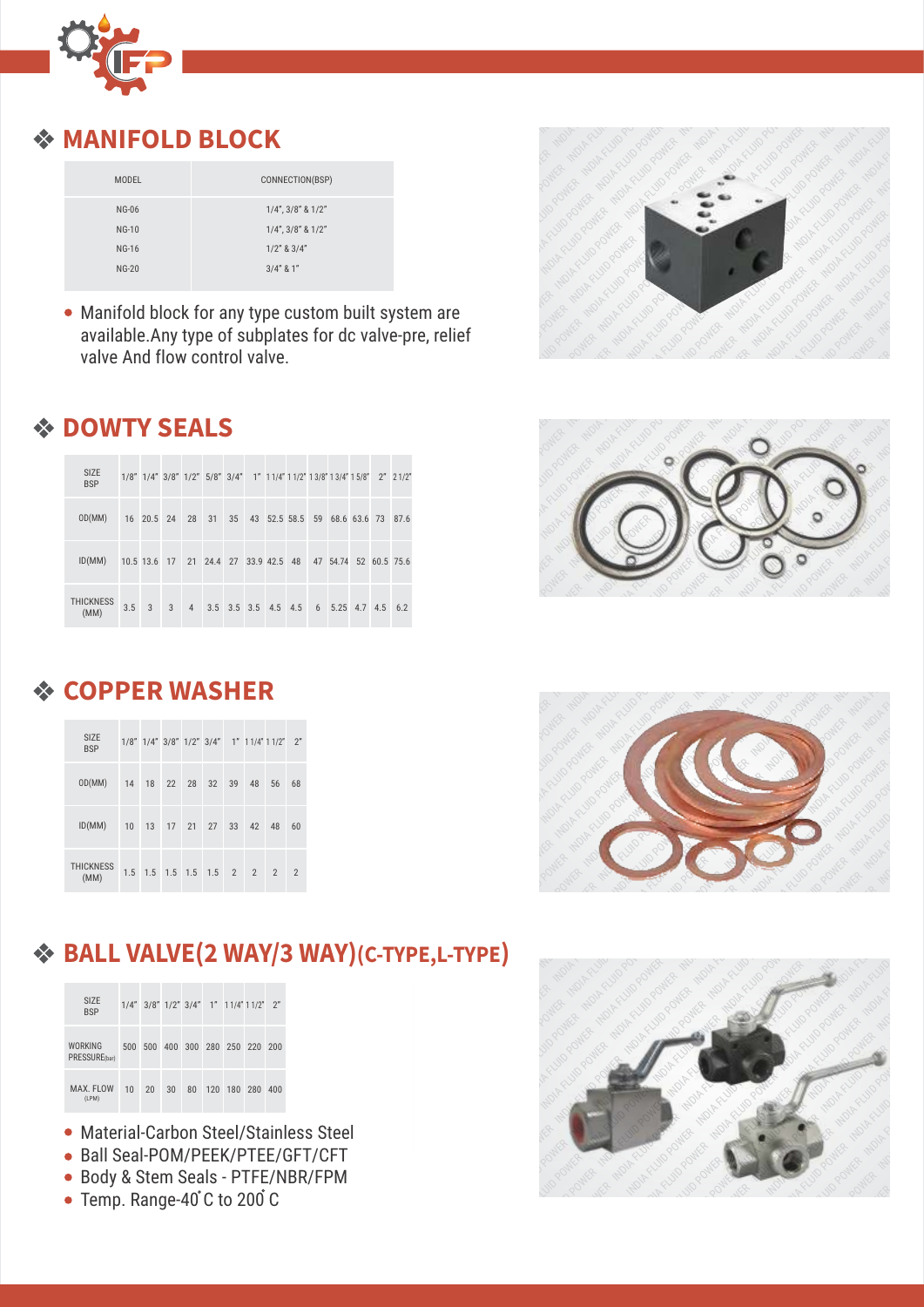## ❖ MANIFOLD BLOCK

| MODEL | CONNECTION(BSP) |
|---|---|
| NG-06 | 1/4", 3/8" & 1/2" |
| NG-10 | 1/4", 3/8" & 1/2" |
| NG-16 | 1/2" & 3/4" |
| NG-20 | 3/4" & 1" |

- Manifold block for any type custom built system are available.Any type of subplates for dc valve-pre, relief valve And flow control valve.

## ❖ DOWTY SEALS

| SIZE BSP | 1/8" | 1/4" | 3/8" | 1/2" | 5/8" | 3/4" | 1" | 1 1/4" | 1 1/2" | 1 3/8" | 1 3/4" | 1 5/8" | 2" | 2 1/2" |
|---|---|---|---|---|---|---|---|---|---|---|---|---|---|---|
| OD(MM) | 16 | 20.5 | 24 | 28 | 31 | 35 | 43 | 52.5 | 58.5 | 59 | 68.6 | 63.6 | 73 | 87.6 |
| ID(MM) | 10.5 | 13.6 | 17 | 21 | 24.4 | 27 | 33.9 | 42.5 | 48 | 47 | 54.74 | 52 | 60.5 | 75.6 |
| THICKNESS (MM) | 3.5 | 3 | 3 | 4 | 3.5 | 3.5 | 3.5 | 4.5 | 4.5 | 6 | 5.25 | 4.7 | 4.5 | 6.2 |

## ❖ COPPER WASHER

| SIZE BSP | 1/8" | 1/4" | 3/8" | 1/2" | 3/4" | 1" | 1 1/4" | 1 1/2" | 2" |
|---|---|---|---|---|---|---|---|---|---|
| OD(MM) | 14 | 18 | 22 | 28 | 32 | 39 | 48 | 56 | 68 |
| ID(MM) | 10 | 13 | 17 | 21 | 27 | 33 | 42 | 48 | 60 |
| THICKNESS (MM) | 1.5 | 1.5 | 1.5 | 1.5 | 1.5 | 2 | 2 | 2 | 2 |

## ❖ BALL VALVE(2 WAY/3 WAY)(C-TYPE,L-TYPE)

| SIZE BSP | 1/4" | 3/8" | 1/2" | 3/4" | 1" | 1 1/4" | 1 1/2" | 2" |
|---|---|---|---|---|---|---|---|---|
| WORKING PRESSURE(bar) | 500 | 500 | 400 | 300 | 280 | 250 | 220 | 200 |
| MAX. FLOW (LPM) | 10 | 20 | 30 | 80 | 120 | 180 | 280 | 400 |

- Material-Carbon Steel/Stainless Steel
- Ball Seal-POM/PEEK/PTEE/GFT/CFT
- Body & Stem Seals - PTFE/NBR/FPM
- Temp. Range-40°C to 200°C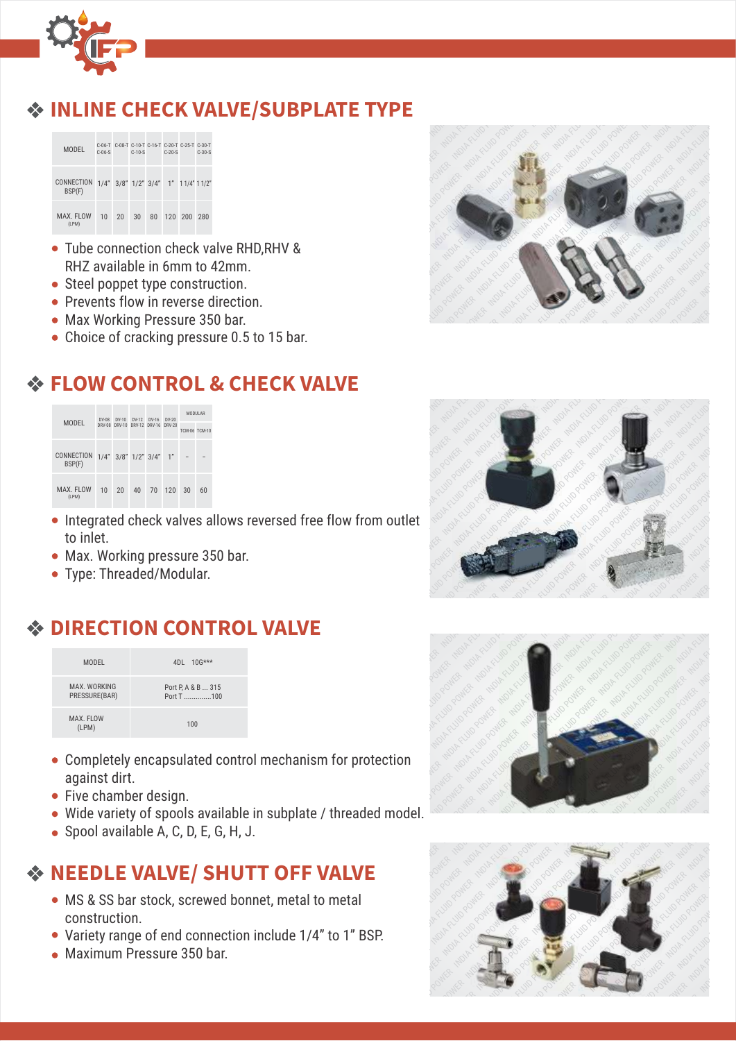## ❖ INLINE CHECK VALVE/SUBPLATE TYPE

| MODEL | C-06-T C-06-S | C-08-T | C-10-T C-10-S | C-16-T | C-20-T C-20-S | C-25-T | C-30-T C-30-S |
|---|---|---|---|---|---|---|---|
| CONNECTION BSP(F) | 1/4" | 3/8" | 1/2" | 3/4" | 1" | 1 1/4" | 1 1/2" |
| MAX. FLOW (LPM) | 10 | 20 | 30 | 80 | 120 | 200 | 280 |

- Tube connection check valve RHD,RHV & RHZ available in 6mm to 42mm.
- Steel poppet type construction.
- Prevents flow in reverse direction.
- Max Working Pressure 350 bar.
- Choice of cracking pressure 0.5 to 15 bar.

## ❖ FLOW CONTROL & CHECK VALVE

| MODEL | DV-08 DRV-08 | DV-10 DRV-10 | DV-12 DRV-12 | DV-16 DRV-16 | DV-20 DRV-20 | MODULAR | |
|---|---|---|---|---|---|---|---|
| | | | | | | TCM-06 | TCM-10 |
| CONNECTION BSP(F) | 1/4" | 3/8" | 1/2" | 3/4" | 1" | - | - |
| MAX. FLOW (LPM) | 10 | 20 | 40 | 70 | 120 | 30 | 60 |

- Integrated check valves allows reversed free flow from outlet to inlet.
- Max. Working pressure 350 bar.
- Type: Threaded/Modular.

## ❖ DIRECTION CONTROL VALVE

| MODEL | 4DL 10G*** |
|---|---|
| MAX. WORKING PRESSURE(BAR) | Port P, A & B ... 315<br>Port T ..............100 |
| MAX. FLOW (LPM) | 100 |

- Completely encapsulated control mechanism for protection against dirt.
- Five chamber design.
- Wide variety of spools available in subplate / threaded model.
- Spool available A, C, D, E, G, H, J.

## ❖ NEEDLE VALVE/ SHUTT OFF VALVE

- MS & SS bar stock, screwed bonnet, metal to metal construction.
- Variety range of end connection include 1/4" to 1" BSP.
- Maximum Pressure 350 bar.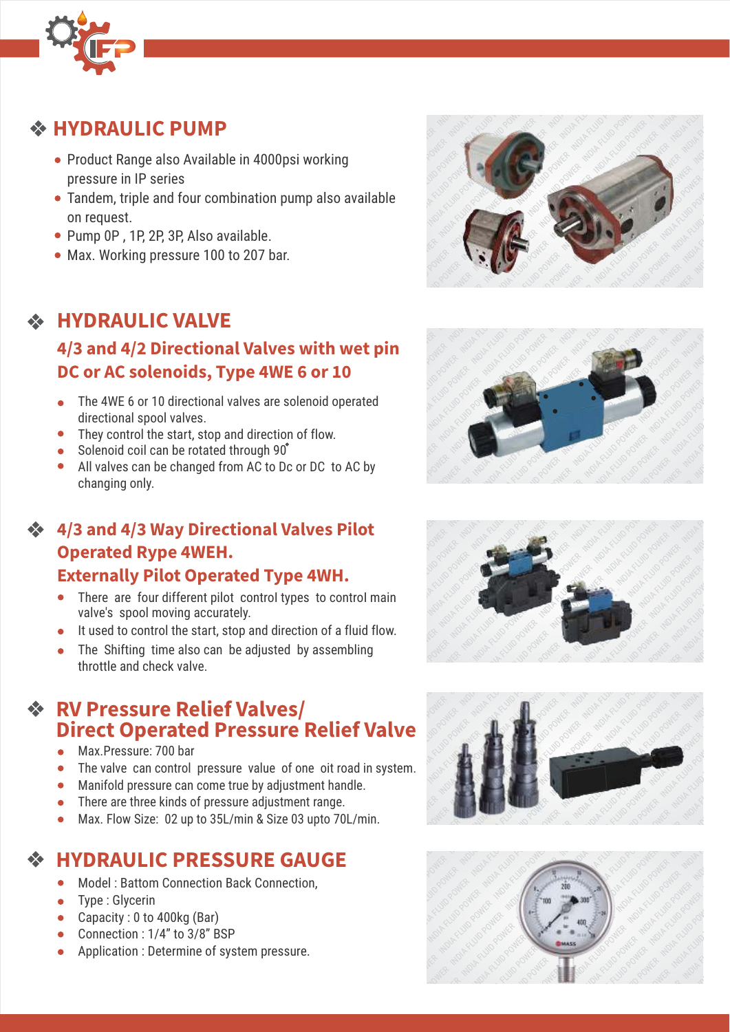## ❖ HYDRAULIC PUMP

- Product Range also Available in 4000psi working pressure in IP series
- Tandem, triple and four combination pump also available on request.
- Pump 0P , 1P, 2P, 3P, Also available.
- Max. Working pressure 100 to 207 bar.

## ❖ HYDRAULIC VALVE

### 4/3 and 4/2 Directional Valves with wet pin DC or AC solenoids, Type 4WE 6 or 10

- The 4WE 6 or 10 directional valves are solenoid operated directional spool valves.
- They control the start, stop and direction of flow.
- Solenoid coil can be rotated through 90˚
- All valves can be changed from AC to Dc or DC to AC by changing only.

## ❖ 4/3 and 4/3 Way Directional Valves Pilot Operated Rype 4WEH. Externally Pilot Operated Type 4WH.

- There are four different pilot control types to control main valve's spool moving accurately.
- It used to control the start, stop and direction of a fluid flow.
- The Shifting time also can be adjusted by assembling throttle and check valve.

## ❖ RV Pressure Relief Valves/ Direct Operated Pressure Relief Valve

- Max.Pressure: 700 bar
- The valve can control pressure value of one oit road in system.
- Manifold pressure can come true by adjustment handle.
- There are three kinds of pressure adjustment range.
- Max. Flow Size: 02 up to 35L/min & Size 03 upto 70L/min.

## ❖ HYDRAULIC PRESSURE GAUGE

- Model : Battom Connection Back Connection,
- Type : Glycerin
- Capacity : 0 to 400kg (Bar)
- Connection : 1/4" to 3/8" BSP
- Application : Determine of system pressure.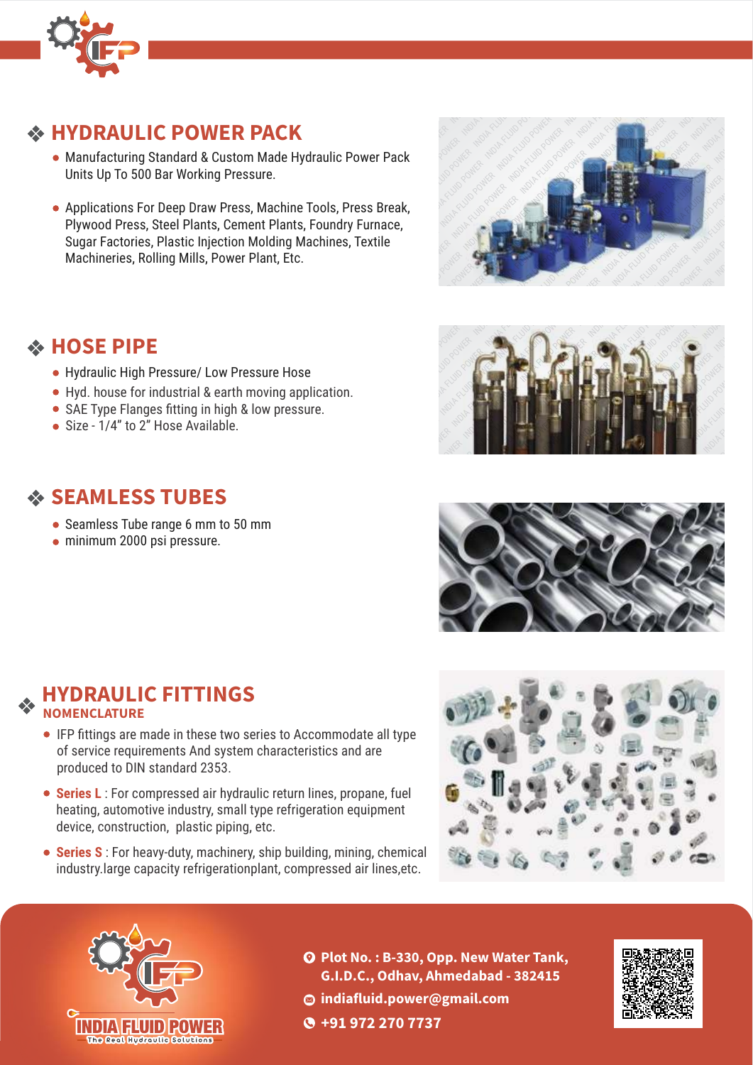## ❖ HYDRAULIC POWER PACK

- Manufacturing Standard & Custom Made Hydraulic Power Pack Units Up To 500 Bar Working Pressure.
- Applications For Deep Draw Press, Machine Tools, Press Break, Plywood Press, Steel Plants, Cement Plants, Foundry Furnace, Sugar Factories, Plastic Injection Molding Machines, Textile Machineries, Rolling Mills, Power Plant, Etc.

## ❖ HOSE PIPE

- Hydraulic High Pressure/ Low Pressure Hose
- Hyd. house for industrial & earth moving application.
- SAE Type Flanges fitting in high & low pressure.
- Size - 1/4" to 2" Hose Available.

## ❖ SEAMLESS TUBES

- Seamless Tube range 6 mm to 50 mm
- minimum 2000 psi pressure.

## ❖ HYDRAULIC FITTINGS

### NOMENCLATURE

- IFP fittings are made in these two series to Accommodate all type of service requirements And system characteristics and are produced to DIN standard 2353.
- **Series L** : For compressed air hydraulic return lines, propane, fuel heating, automotive industry, small type refrigeration equipment device, construction, plastic piping, etc.
- **Series S** : For heavy-duty, machinery, ship building, mining, chemical industry.large capacity refrigerationplant, compressed air lines,etc.

INDIA FLUID POWER
The Real Hydraulic Solutions

**Plot No. : B-330, Opp. New Water Tank, G.I.D.C., Odhav, Ahmedabad - 382415**

**indiafluid.power@gmail.com**

**+91 972 270 7737**